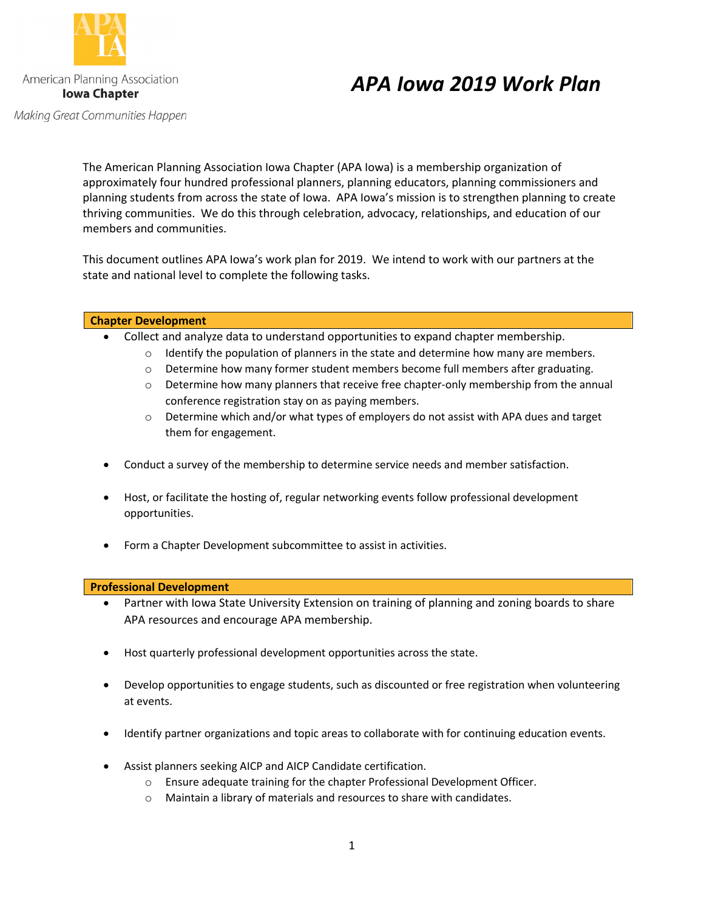American Planning Association
**Iowa Chapter**

*Making Great Communities Happen*

# *APA Iowa 2019 Work Plan*

The American Planning Association Iowa Chapter (APA Iowa) is a membership organization of approximately four hundred professional planners, planning educators, planning commissioners and planning students from across the state of Iowa. APA Iowa's mission is to strengthen planning to create thriving communities. We do this through celebration, advocacy, relationships, and education of our members and communities.

This document outlines APA Iowa's work plan for 2019. We intend to work with our partners at the state and national level to complete the following tasks.

## Chapter Development

- Collect and analyze data to understand opportunities to expand chapter membership.
  - Identify the population of planners in the state and determine how many are members.
  - Determine how many former student members become full members after graduating.
  - Determine how many planners that receive free chapter-only membership from the annual conference registration stay on as paying members.
  - Determine which and/or what types of employers do not assist with APA dues and target them for engagement.
- Conduct a survey of the membership to determine service needs and member satisfaction.
- Host, or facilitate the hosting of, regular networking events follow professional development opportunities.
- Form a Chapter Development subcommittee to assist in activities.

## Professional Development

- Partner with Iowa State University Extension on training of planning and zoning boards to share APA resources and encourage APA membership.
- Host quarterly professional development opportunities across the state.
- Develop opportunities to engage students, such as discounted or free registration when volunteering at events.
- Identify partner organizations and topic areas to collaborate with for continuing education events.
- Assist planners seeking AICP and AICP Candidate certification.
  - Ensure adequate training for the chapter Professional Development Officer.
  - Maintain a library of materials and resources to share with candidates.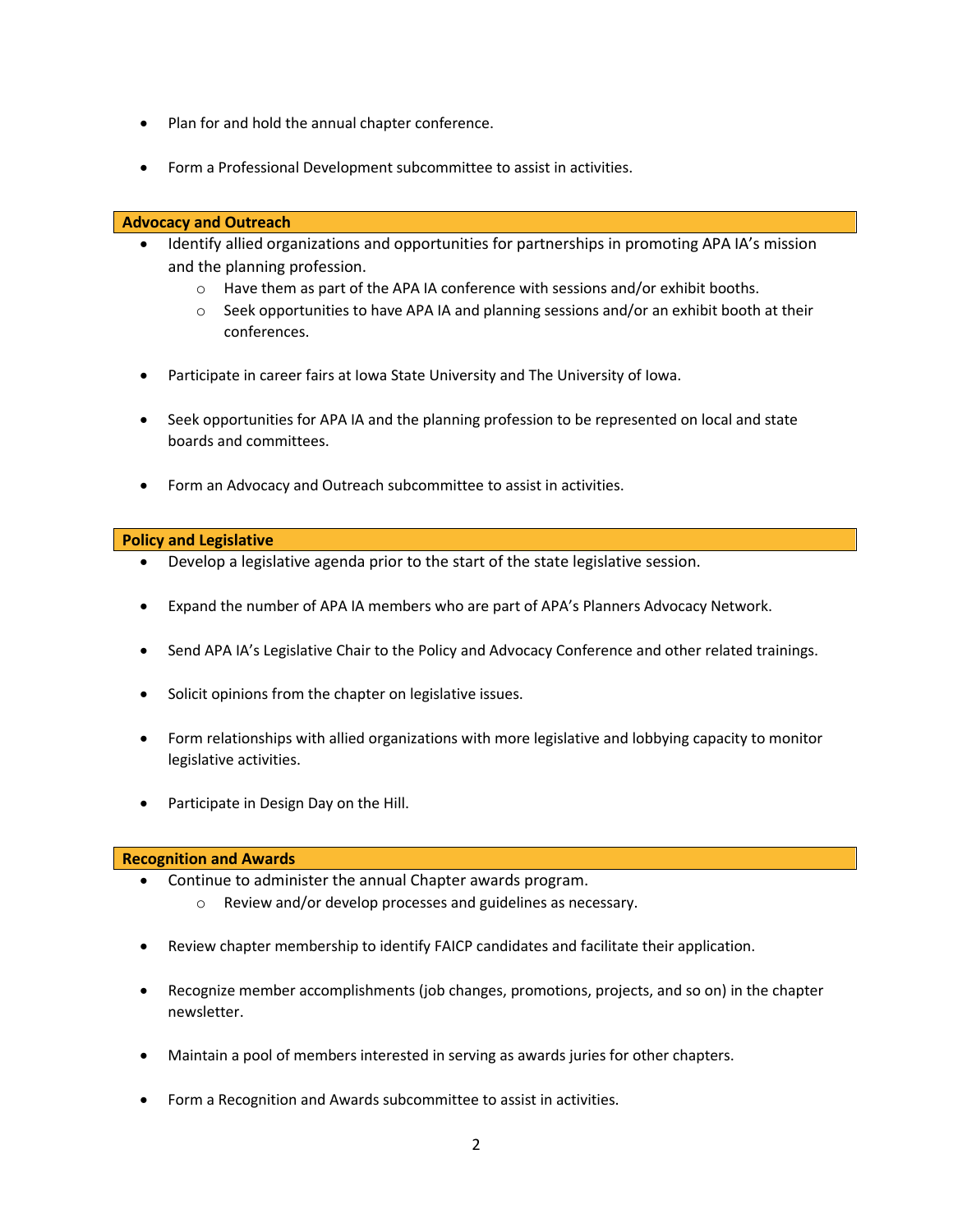- Plan for and hold the annual chapter conference.
- Form a Professional Development subcommittee to assist in activities.

## Advocacy and Outreach

- Identify allied organizations and opportunities for partnerships in promoting APA IA's mission and the planning profession.
  - Have them as part of the APA IA conference with sessions and/or exhibit booths.
  - Seek opportunities to have APA IA and planning sessions and/or an exhibit booth at their conferences.
- Participate in career fairs at Iowa State University and The University of Iowa.
- Seek opportunities for APA IA and the planning profession to be represented on local and state boards and committees.
- Form an Advocacy and Outreach subcommittee to assist in activities.

## Policy and Legislative

- Develop a legislative agenda prior to the start of the state legislative session.
- Expand the number of APA IA members who are part of APA's Planners Advocacy Network.
- Send APA IA's Legislative Chair to the Policy and Advocacy Conference and other related trainings.
- Solicit opinions from the chapter on legislative issues.
- Form relationships with allied organizations with more legislative and lobbying capacity to monitor legislative activities.
- Participate in Design Day on the Hill.

## Recognition and Awards

- Continue to administer the annual Chapter awards program.
  - Review and/or develop processes and guidelines as necessary.
- Review chapter membership to identify FAICP candidates and facilitate their application.
- Recognize member accomplishments (job changes, promotions, projects, and so on) in the chapter newsletter.
- Maintain a pool of members interested in serving as awards juries for other chapters.
- Form a Recognition and Awards subcommittee to assist in activities.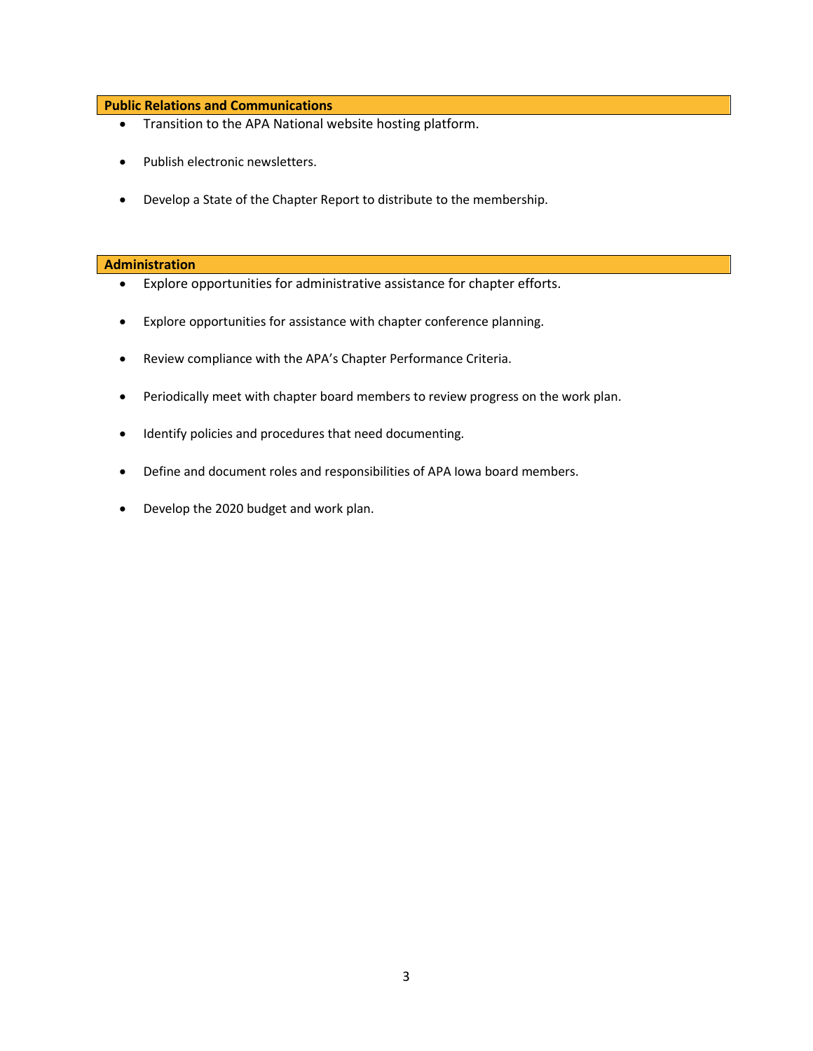## Public Relations and Communications

- Transition to the APA National website hosting platform.
- Publish electronic newsletters.
- Develop a State of the Chapter Report to distribute to the membership.

## Administration

- Explore opportunities for administrative assistance for chapter efforts.
- Explore opportunities for assistance with chapter conference planning.
- Review compliance with the APA's Chapter Performance Criteria.
- Periodically meet with chapter board members to review progress on the work plan.
- Identify policies and procedures that need documenting.
- Define and document roles and responsibilities of APA Iowa board members.
- Develop the 2020 budget and work plan.